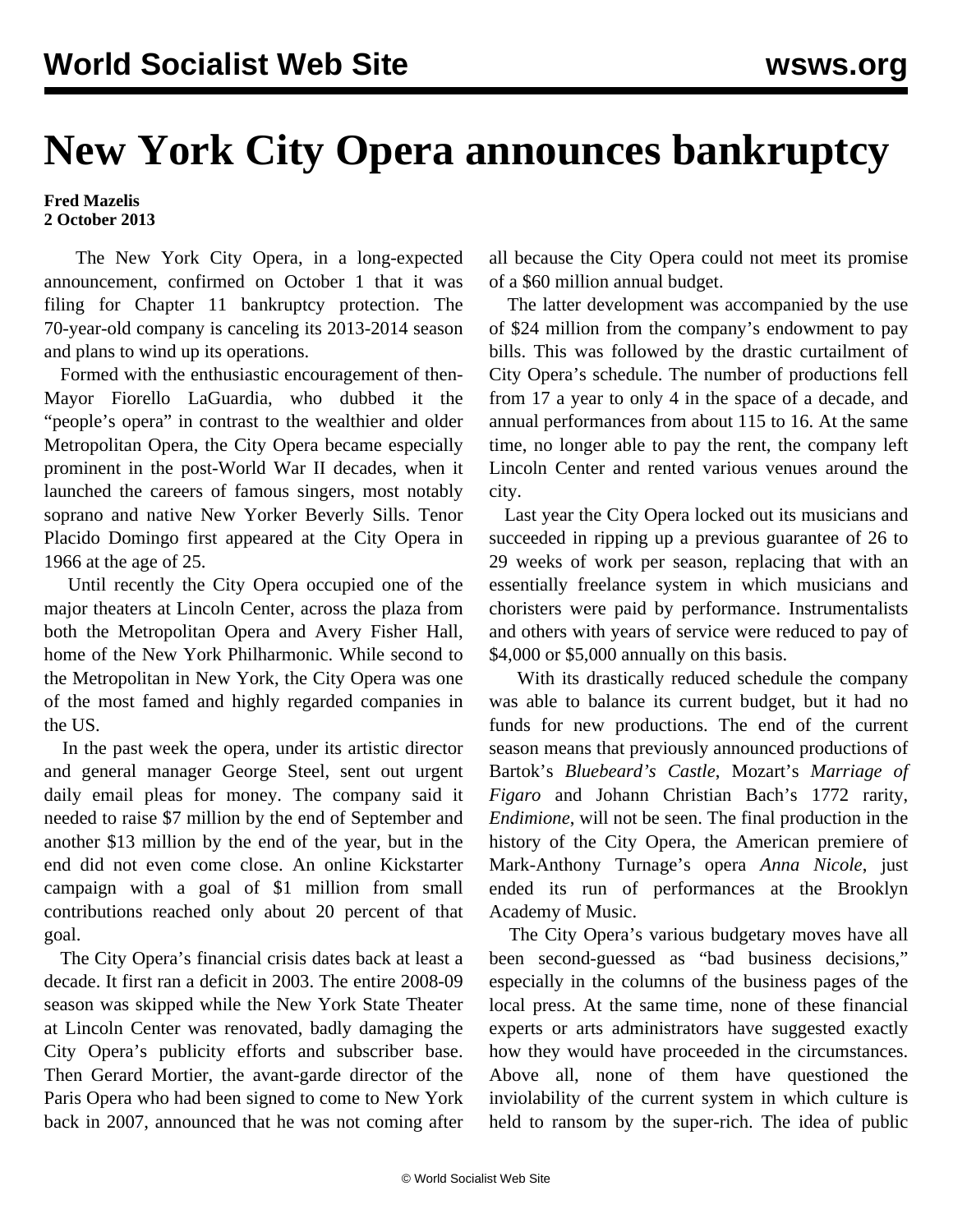# New York City Opera announces bankruptcy

**Fred Mazelis**
**2 October 2013**

The New York City Opera, in a long-expected announcement, confirmed on October 1 that it was filing for Chapter 11 bankruptcy protection. The 70-year-old company is canceling its 2013-2014 season and plans to wind up its operations.

Formed with the enthusiastic encouragement of then-Mayor Fiorello LaGuardia, who dubbed it the "people's opera" in contrast to the wealthier and older Metropolitan Opera, the City Opera became especially prominent in the post-World War II decades, when it launched the careers of famous singers, most notably soprano and native New Yorker Beverly Sills. Tenor Placido Domingo first appeared at the City Opera in 1966 at the age of 25.

Until recently the City Opera occupied one of the major theaters at Lincoln Center, across the plaza from both the Metropolitan Opera and Avery Fisher Hall, home of the New York Philharmonic. While second to the Metropolitan in New York, the City Opera was one of the most famed and highly regarded companies in the US.

In the past week the opera, under its artistic director and general manager George Steel, sent out urgent daily email pleas for money. The company said it needed to raise $7 million by the end of September and another $13 million by the end of the year, but in the end did not even come close. An online Kickstarter campaign with a goal of $1 million from small contributions reached only about 20 percent of that goal.

The City Opera's financial crisis dates back at least a decade. It first ran a deficit in 2003. The entire 2008-09 season was skipped while the New York State Theater at Lincoln Center was renovated, badly damaging the City Opera's publicity efforts and subscriber base. Then Gerard Mortier, the avant-garde director of the Paris Opera who had been signed to come to New York back in 2007, announced that he was not coming after all because the City Opera could not meet its promise of a $60 million annual budget.

The latter development was accompanied by the use of $24 million from the company's endowment to pay bills. This was followed by the drastic curtailment of City Opera's schedule. The number of productions fell from 17 a year to only 4 in the space of a decade, and annual performances from about 115 to 16. At the same time, no longer able to pay the rent, the company left Lincoln Center and rented various venues around the city.

Last year the City Opera locked out its musicians and succeeded in ripping up a previous guarantee of 26 to 29 weeks of work per season, replacing that with an essentially freelance system in which musicians and choristers were paid by performance. Instrumentalists and others with years of service were reduced to pay of $4,000 or $5,000 annually on this basis.

With its drastically reduced schedule the company was able to balance its current budget, but it had no funds for new productions. The end of the current season means that previously announced productions of Bartok's *Bluebeard's Castle*, Mozart's *Marriage of Figaro* and Johann Christian Bach's 1772 rarity, *Endimione*, will not be seen. The final production in the history of the City Opera, the American premiere of Mark-Anthony Turnage's opera *Anna Nicole*, just ended its run of performances at the Brooklyn Academy of Music.

The City Opera's various budgetary moves have all been second-guessed as "bad business decisions," especially in the columns of the business pages of the local press. At the same time, none of these financial experts or arts administrators have suggested exactly how they would have proceeded in the circumstances. Above all, none of them have questioned the inviolability of the current system in which culture is held to ransom by the super-rich. The idea of public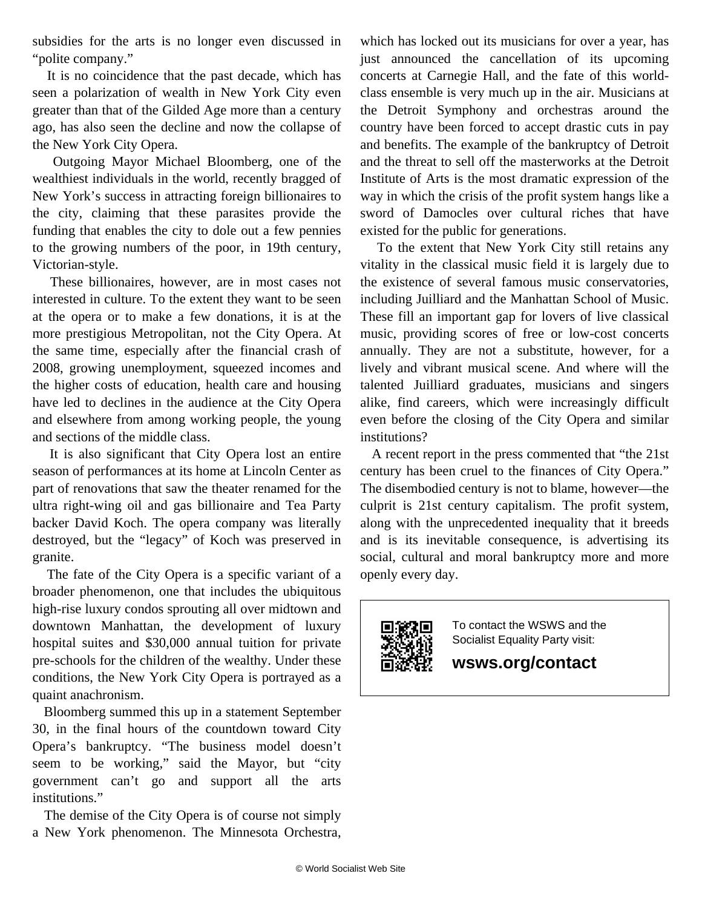subsidies for the arts is no longer even discussed in "polite company."

It is no coincidence that the past decade, which has seen a polarization of wealth in New York City even greater than that of the Gilded Age more than a century ago, has also seen the decline and now the collapse of the New York City Opera.

Outgoing Mayor Michael Bloomberg, one of the wealthiest individuals in the world, recently bragged of New York's success in attracting foreign billionaires to the city, claiming that these parasites provide the funding that enables the city to dole out a few pennies to the growing numbers of the poor, in 19th century, Victorian-style.

These billionaires, however, are in most cases not interested in culture. To the extent they want to be seen at the opera or to make a few donations, it is at the more prestigious Metropolitan, not the City Opera. At the same time, especially after the financial crash of 2008, growing unemployment, squeezed incomes and the higher costs of education, health care and housing have led to declines in the audience at the City Opera and elsewhere from among working people, the young and sections of the middle class.

It is also significant that City Opera lost an entire season of performances at its home at Lincoln Center as part of renovations that saw the theater renamed for the ultra right-wing oil and gas billionaire and Tea Party backer David Koch. The opera company was literally destroyed, but the "legacy" of Koch was preserved in granite.

The fate of the City Opera is a specific variant of a broader phenomenon, one that includes the ubiquitous high-rise luxury condos sprouting all over midtown and downtown Manhattan, the development of luxury hospital suites and $30,000 annual tuition for private pre-schools for the children of the wealthy. Under these conditions, the New York City Opera is portrayed as a quaint anachronism.

Bloomberg summed this up in a statement September 30, in the final hours of the countdown toward City Opera's bankruptcy. "The business model doesn't seem to be working," said the Mayor, but "city government can't go and support all the arts institutions."

The demise of the City Opera is of course not simply a New York phenomenon. The Minnesota Orchestra, which has locked out its musicians for over a year, has just announced the cancellation of its upcoming concerts at Carnegie Hall, and the fate of this world-class ensemble is very much up in the air. Musicians at the Detroit Symphony and orchestras around the country have been forced to accept drastic cuts in pay and benefits. The example of the bankruptcy of Detroit and the threat to sell off the masterworks at the Detroit Institute of Arts is the most dramatic expression of the way in which the crisis of the profit system hangs like a sword of Damocles over cultural riches that have existed for the public for generations.

To the extent that New York City still retains any vitality in the classical music field it is largely due to the existence of several famous music conservatories, including Juilliard and the Manhattan School of Music. These fill an important gap for lovers of live classical music, providing scores of free or low-cost concerts annually. They are not a substitute, however, for a lively and vibrant musical scene. And where will the talented Juilliard graduates, musicians and singers alike, find careers, which were increasingly difficult even before the closing of the City Opera and similar institutions?

A recent report in the press commented that "the 21st century has been cruel to the finances of City Opera." The disembodied century is not to blame, however—the culprit is 21st century capitalism. The profit system, along with the unprecedented inequality that it breeds and is its inevitable consequence, is advertising its social, cultural and moral bankruptcy more and more openly every day.

To contact the WSWS and the Socialist Equality Party visit:

**wsws.org/contact**